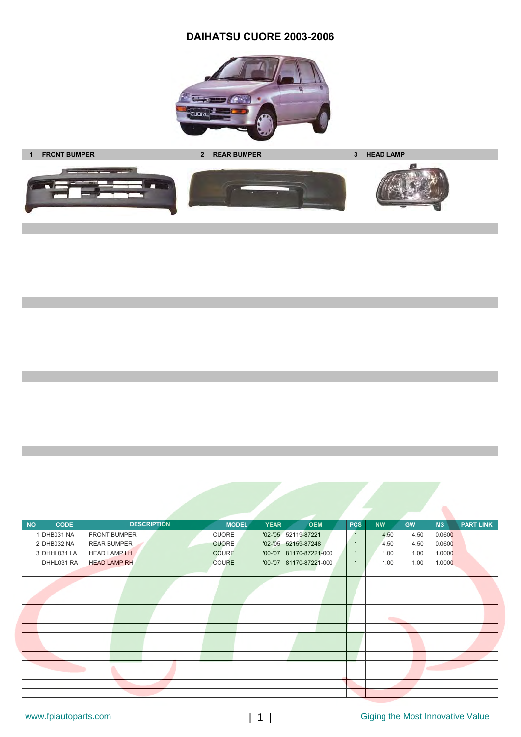# DAIHATSU CUORE 2003-2006

1 **FRONT BUMPER** 2 **REAR BUMPER** 3 **HEAD LAMP**

| NO | CODE | DESCRIPTION | MODEL | YEAR | OEM | PCS | NW | GW | M3 | PART LINK |
|---|---|---|---|---|---|---|---|---|---|---|
| 1 | DHB031 NA | FRONT BUMPER | CUORE | '02-'05 | 52119-87221 | 1 | 4.50 | 4.50 | 0.0600 | |
| 2 | DHB032 NA | REAR BUMPER | CUORE | '02-'05 | 52159-87248 | 1 | 4.50 | 4.50 | 0.0600 | |
| 3 | DHHL031 LA | HEAD LAMP LH | COURE | '00-'07 | 81170-87221-000 | 1 | 1.00 | 1.00 | 1.0000 | |
| | DHHL031 RA | HEAD LAMP RH | COURE | '00-'07 | 81170-87221-000 | 1 | 1.00 | 1.00 | 1.0000 | |

www.fpiautoparts.com

Giging the Most Innovative Value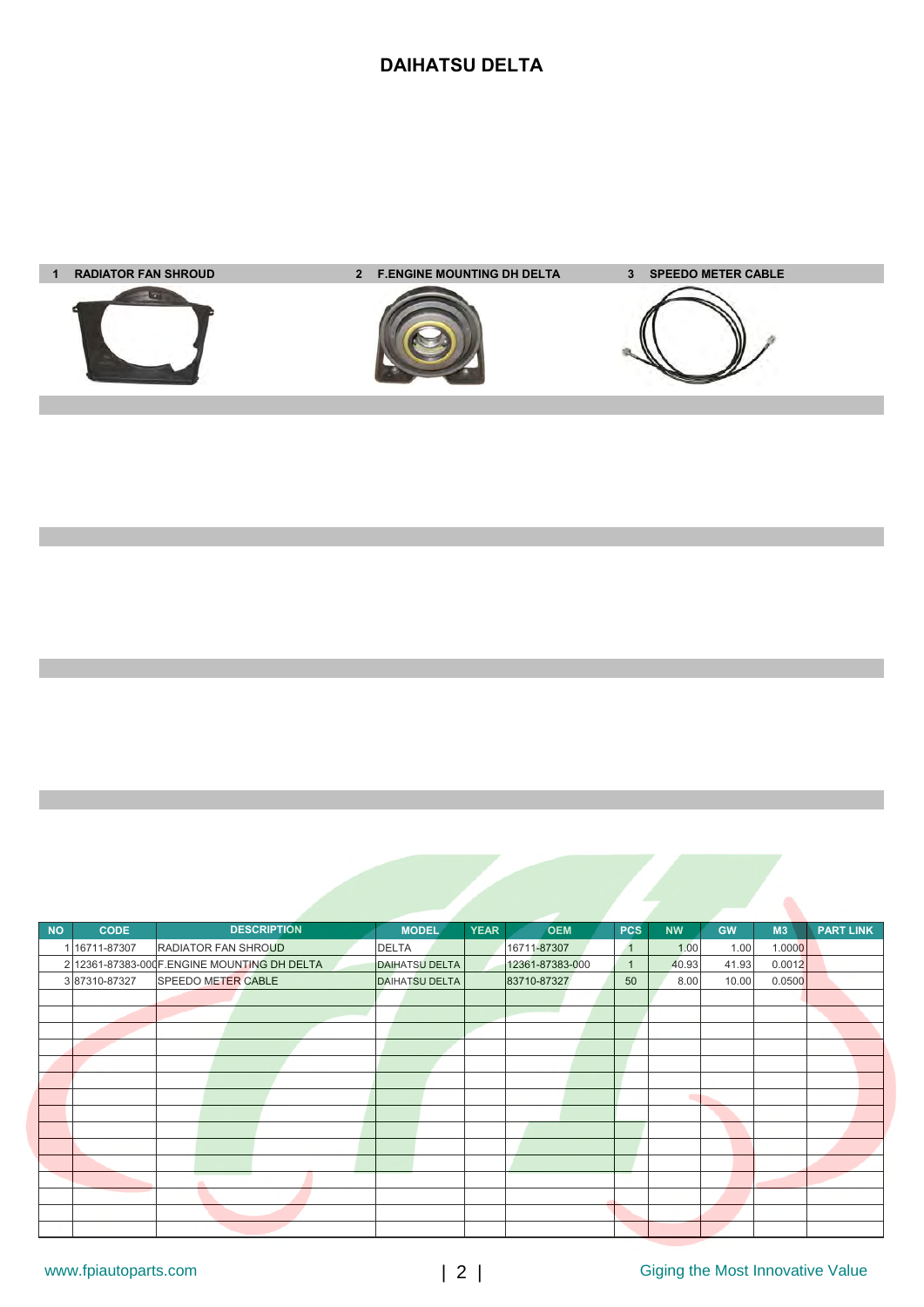# DAIHATSU DELTA

**1 RADIATOR FAN SHROUD**

**2 F.ENGINE MOUNTING DH DELTA**

**3 SPEEDO METER CABLE**

| NO | CODE | DESCRIPTION | MODEL | YEAR | OEM | PCS | NW | GW | M3 | PART LINK |
|---|---|---|---|---|---|---|---|---|---|---|
| 1 | 16711-87307 | RADIATOR FAN SHROUD | DELTA | | 16711-87307 | 1 | 1.00 | 1.00 | 1.0000 | |
| 2 | 12361-87383-000 | F.ENGINE MOUNTING DH DELTA | DAIHATSU DELTA | | 12361-87383-000 | 1 | 40.93 | 41.93 | 0.0012 | |
| 3 | 87310-87327 | SPEEDO METER CABLE | DAIHATSU DELTA | | 83710-87327 | 50 | 8.00 | 10.00 | 0.0500 | |

www.fpiautoparts.com

Giging the Most Innovative Value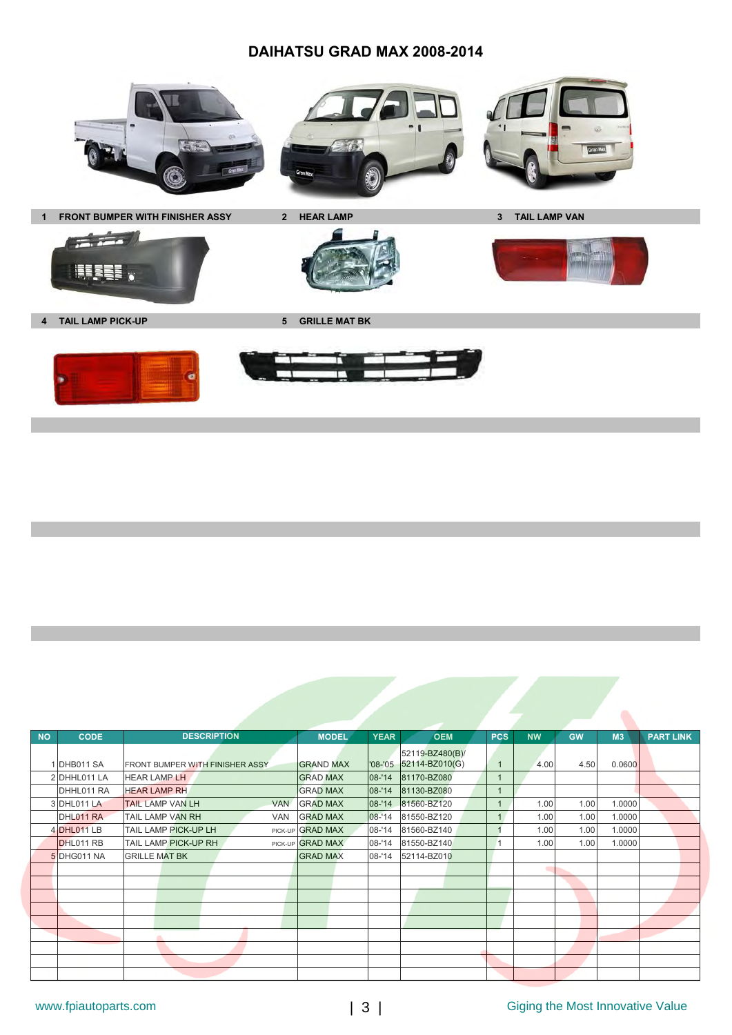# DAIHATSU GRAD MAX 2008-2014

**1 FRONT BUMPER WITH FINISHER ASSY**

**2 HEAR LAMP**

**3 TAIL LAMP VAN**

**4 TAIL LAMP PICK-UP**

**5 GRILLE MAT BK**

| NO | CODE | DESCRIPTION | | MODEL | YEAR | OEM | PCS | NW | GW | M3 | PART LINK |
|---|---|---|---|---|---|---|---|---|---|---|---|
| 1 | DHB011 SA | FRONT BUMPER WITH FINISHER ASSY | | GRAND MAX | '08-'05 | 52119-BZ480(B)/ 52114-BZ010(G) | 1 | 4.00 | 4.50 | 0.0600 | |
| 2 | DHHL011 LA | HEAR LAMP LH | | GRAD MAX | 08-'14 | 81170-BZ080 | 1 | | | | |
| | DHHL011 RA | HEAR LAMP RH | | GRAD MAX | 08-'14 | 81130-BZ080 | 1 | | | | |
| 3 | DHL011 LA | TAIL LAMP VAN LH | VAN | GRAD MAX | 08-'14 | 81560-BZ120 | 1 | 1.00 | 1.00 | 1.0000 | |
| | DHL011 RA | TAIL LAMP VAN RH | VAN | GRAD MAX | 08-'14 | 81550-BZ120 | 1 | 1.00 | 1.00 | 1.0000 | |
| 4 | DHL011 LB | TAIL LAMP PICK-UP LH | PICK-UP | GRAD MAX | 08-'14 | 81560-BZ140 | 1 | 1.00 | 1.00 | 1.0000 | |
| | DHL011 RB | TAIL LAMP PICK-UP RH | PICK-UP | GRAD MAX | 08-'14 | 81550-BZ140 | 1 | 1.00 | 1.00 | 1.0000 | |
| 5 | DHG011 NA | GRILLE MAT BK | | GRAD MAX | 08-'14 | 52114-BZ010 | | | | | |

www.fpiautoparts.com

Giging the Most Innovative Value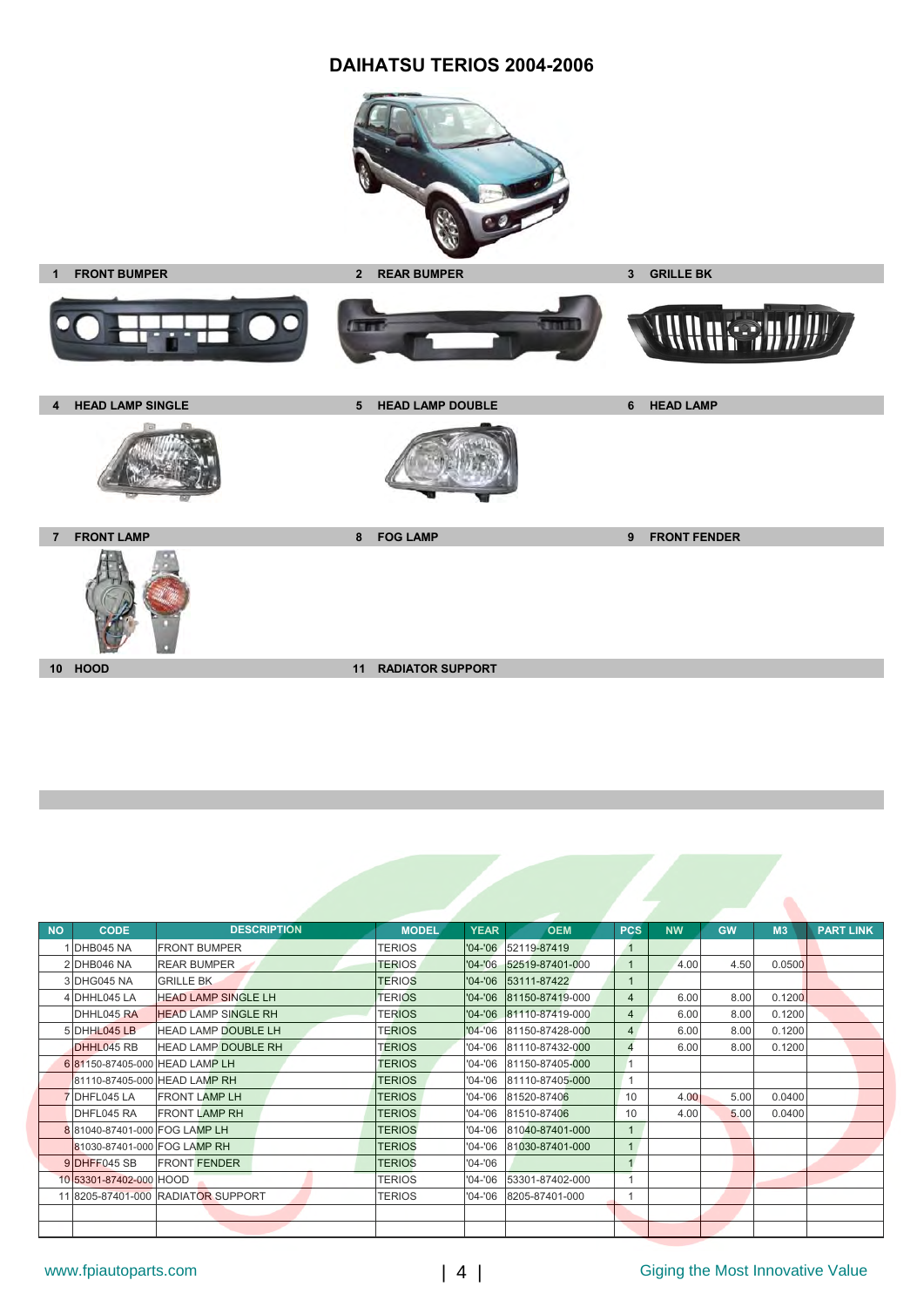# DAIHATSU TERIOS 2004-2006

1 FRONT BUMPER

2 REAR BUMPER

3 GRILLE BK

4 HEAD LAMP SINGLE

5 HEAD LAMP DOUBLE

6 HEAD LAMP

7 FRONT LAMP

8 FOG LAMP

9 FRONT FENDER

10 HOOD

11 RADIATOR SUPPORT

| NO | CODE | DESCRIPTION | MODEL | YEAR | OEM | PCS | NW | GW | M3 | PART LINK |
|---|---|---|---|---|---|---|---|---|---|---|
| 1 | DHB045 NA | FRONT BUMPER | TERIOS | '04-'06 | 52119-87419 | 1 | | | | |
| 2 | DHB046 NA | REAR BUMPER | TERIOS | '04-'06 | 52519-87401-000 | 1 | 4.00 | 4.50 | 0.0500 | |
| 3 | DHG045 NA | GRILLE BK | TERIOS | '04-'06 | 53111-87422 | 1 | | | | |
| 4 | DHHL045 LA | HEAD LAMP SINGLE LH | TERIOS | '04-'06 | 81150-87419-000 | 4 | 6.00 | 8.00 | 0.1200 | |
| | DHHL045 RA | HEAD LAMP SINGLE RH | TERIOS | '04-'06 | 81110-87419-000 | 4 | 6.00 | 8.00 | 0.1200 | |
| 5 | DHHL045 LB | HEAD LAMP DOUBLE LH | TERIOS | '04-'06 | 81150-87428-000 | 4 | 6.00 | 8.00 | 0.1200 | |
| | DHHL045 RB | HEAD LAMP DOUBLE RH | TERIOS | '04-'06 | 81110-87432-000 | 4 | 6.00 | 8.00 | 0.1200 | |
| 6 | 81150-87405-000 | HEAD LAMP LH | TERIOS | '04-'06 | 81150-87405-000 | 1 | | | | |
| | 81110-87405-000 | HEAD LAMP RH | TERIOS | '04-'06 | 81110-87405-000 | 1 | | | | |
| 7 | DHFL045 LA | FRONT LAMP LH | TERIOS | '04-'06 | 81520-87406 | 10 | 4.00 | 5.00 | 0.0400 | |
| | DHFL045 RA | FRONT LAMP RH | TERIOS | '04-'06 | 81510-87406 | 10 | 4.00 | 5.00 | 0.0400 | |
| 8 | 81040-87401-000 | FOG LAMP LH | TERIOS | '04-'06 | 81040-87401-000 | 1 | | | | |
| | 81030-87401-000 | FOG LAMP RH | TERIOS | '04-'06 | 81030-87401-000 | 1 | | | | |
| 9 | DHFF045 SB | FRONT FENDER | TERIOS | '04-'06 | | 1 | | | | |
| 10 | 53301-87402-000 | HOOD | TERIOS | '04-'06 | 53301-87402-000 | 1 | | | | |
| 11 | 8205-87401-000 | RADIATOR SUPPORT | TERIOS | '04-'06 | 8205-87401-000 | 1 | | | | |
| | | | | | | | | | | |
| | | | | | | | | | | |

www.fpiautoparts.com

Giging the Most Innovative Value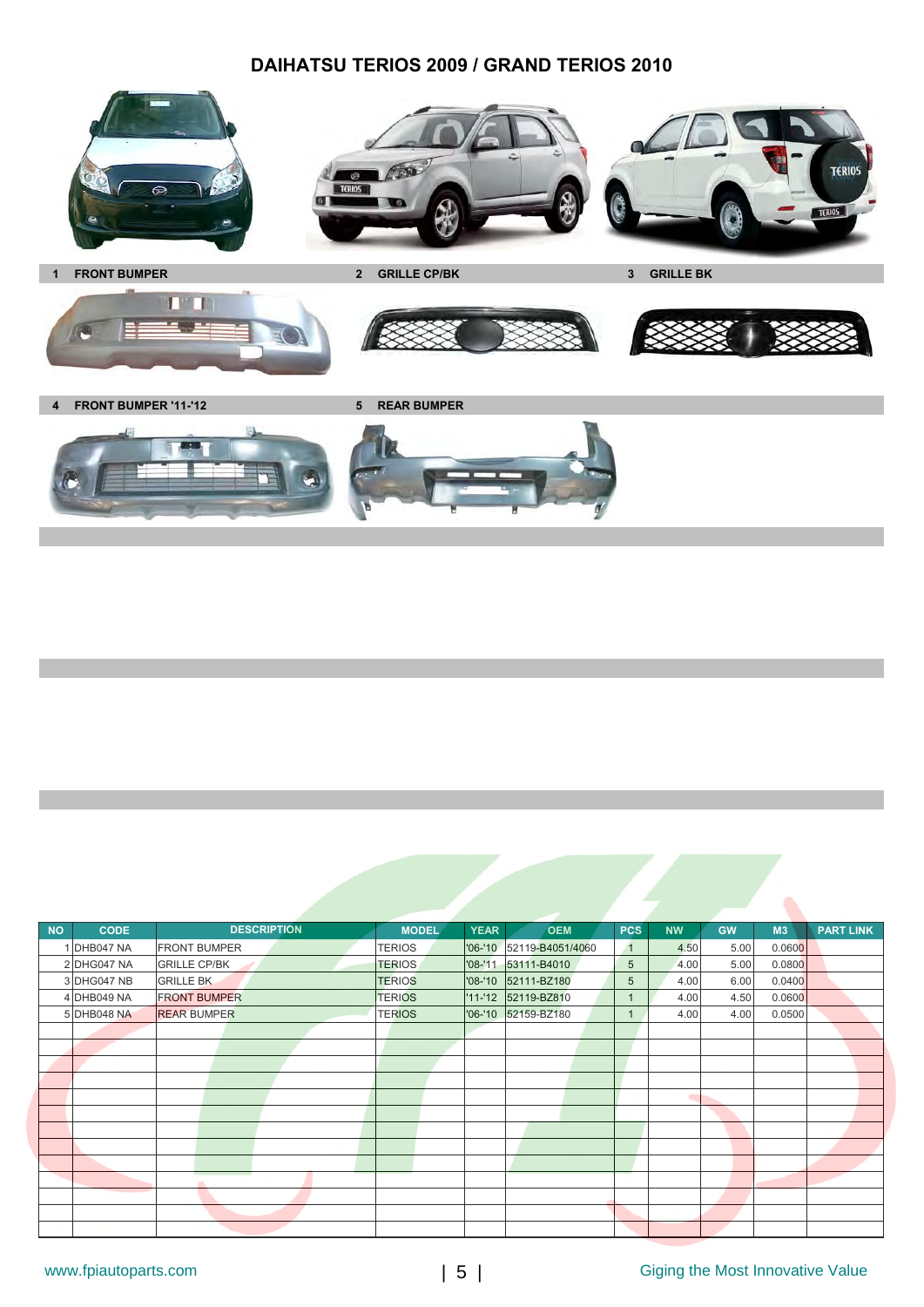# DAIHATSU TERIOS 2009 / GRAND TERIOS 2010

1 FRONT BUMPER

2 GRILLE CP/BK

3 GRILLE BK

4 FRONT BUMPER '11-'12

5 REAR BUMPER

| NO | CODE | DESCRIPTION | MODEL | YEAR | OEM | PCS | NW | GW | M3 | PART LINK |
|---|---|---|---|---|---|---|---|---|---|---|
| 1 | DHB047 NA | FRONT BUMPER | TERIOS | '06-'10 | 52119-B4051/4060 | 1 | 4.50 | 5.00 | 0.0600 | |
| 2 | DHG047 NA | GRILLE CP/BK | TERIOS | '08-'11 | 53111-B4010 | 5 | 4.00 | 5.00 | 0.0800 | |
| 3 | DHG047 NB | GRILLE BK | TERIOS | '08-'10 | 52111-BZ180 | 5 | 4.00 | 6.00 | 0.0400 | |
| 4 | DHB049 NA | FRONT BUMPER | TERIOS | '11-'12 | 52119-BZ810 | 1 | 4.00 | 4.50 | 0.0600 | |
| 5 | DHB048 NA | REAR BUMPER | TERIOS | '06-'10 | 52159-BZ180 | 1 | 4.00 | 4.00 | 0.0500 | |

www.fpiautoparts.com

Giging the Most Innovative Value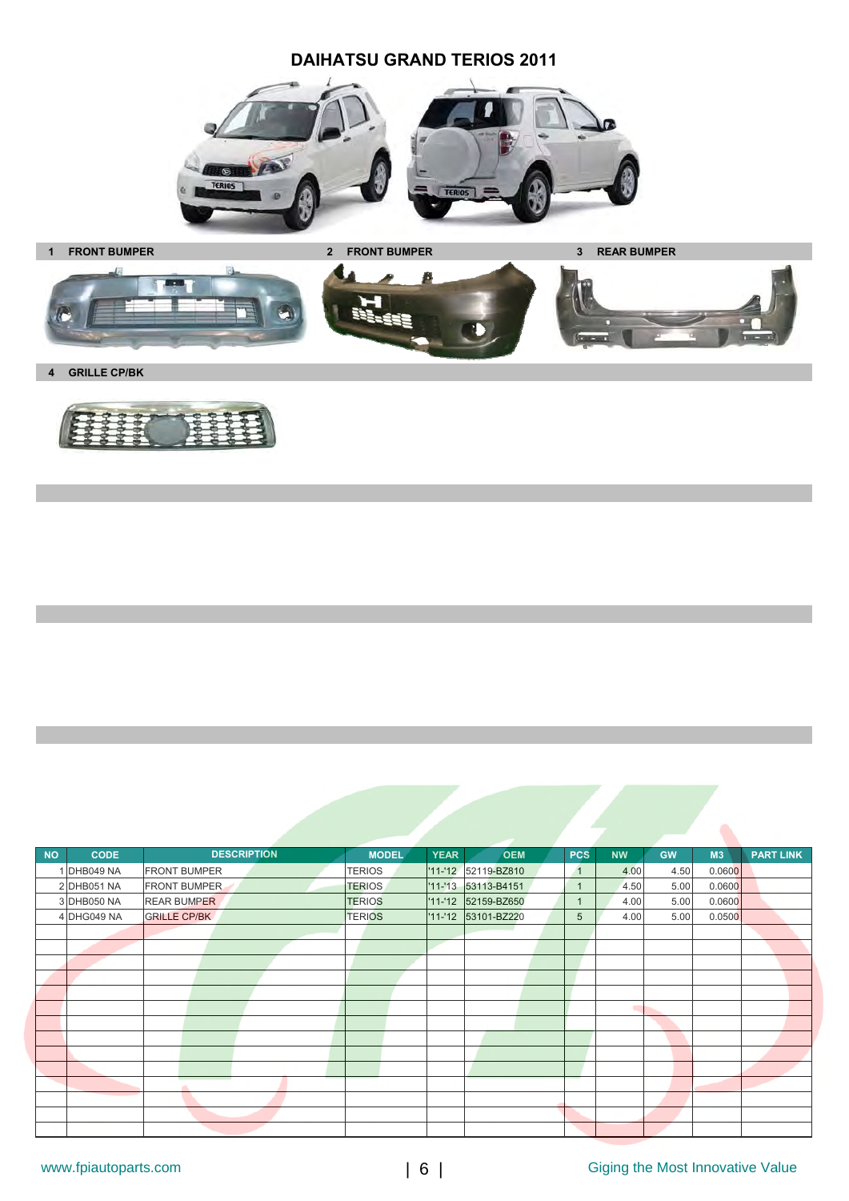# DAIHATSU GRAND TERIOS 2011

1 FRONT BUMPER

2 FRONT BUMPER

3 REAR BUMPER

4 GRILLE CP/BK

| NO | CODE | DESCRIPTION | MODEL | YEAR | OEM | PCS | NW | GW | M3 | PART LINK |
|---|---|---|---|---|---|---|---|---|---|---|
| 1 | DHB049 NA | FRONT BUMPER | TERIOS | '11-'12 | 52119-BZ810 | 1 | 4.00 | 4.50 | 0.0600 | |
| 2 | DHB051 NA | FRONT BUMPER | TERIOS | '11-'13 | 53113-B4151 | 1 | 4.50 | 5.00 | 0.0600 | |
| 3 | DHB050 NA | REAR BUMPER | TERIOS | '11-'12 | 52159-BZ650 | 1 | 4.00 | 5.00 | 0.0600 | |
| 4 | DHG049 NA | GRILLE CP/BK | TERIOS | '11-'12 | 53101-BZ220 | 5 | 4.00 | 5.00 | 0.0500 | |

www.fpiautoparts.com

Giging the Most Innovative Value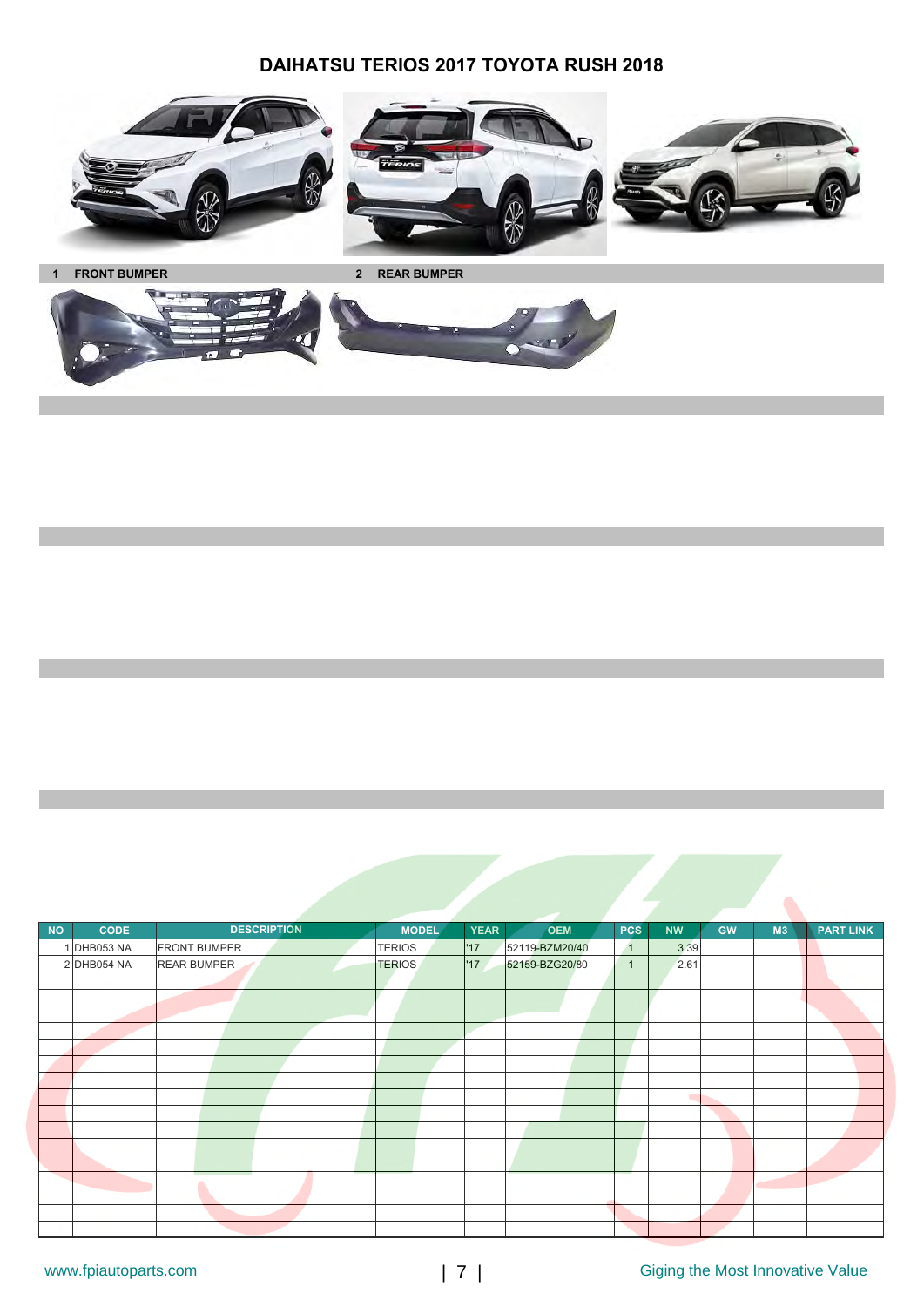# DAIHATSU TERIOS 2017 TOYOTA RUSH 2018

1 FRONT BUMPER

2 REAR BUMPER

| NO | CODE | DESCRIPTION | MODEL | YEAR | OEM | PCS | NW | GW | M3 | PART LINK |
|---|---|---|---|---|---|---|---|---|---|---|
| 1 | DHB053 NA | FRONT BUMPER | TERIOS | '17 | 52119-BZM20/40 | 1 | 3.39 | | | |
| 2 | DHB054 NA | REAR BUMPER | TERIOS | '17 | 52159-BZG20/80 | 1 | 2.61 | | | |

www.fpiautoparts.com

Giging the Most Innovative Value